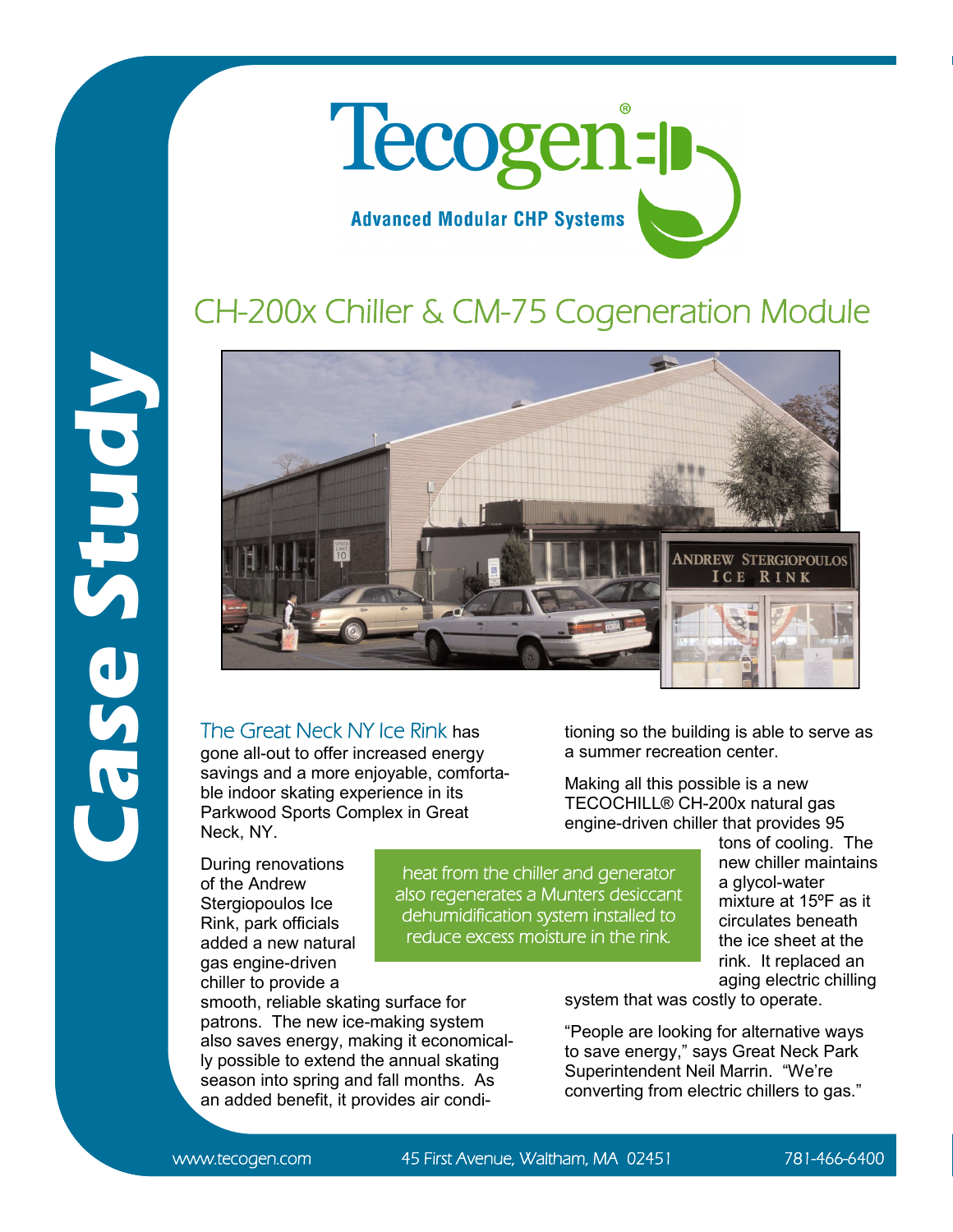# Tecogen®

**Advanced Modular CHP Systems**

**Case Study**

## CH-200x Chiller & CM-75 Cogeneration Module

The Great Neck NY Ice Rink has gone all-out to offer increased energy savings and a more enjoyable, comfortable indoor skating experience in its Parkwood Sports Complex in Great Neck, NY.

During renovations of the Andrew Stergiopoulos Ice Rink, park officials added a new natural gas engine-driven chiller to provide a smooth, reliable skating surface for patrons. The new ice-making system also saves energy, making it economically possible to extend the annual skating season into spring and fall months. As an added benefit, it provides air conditioning so the building is able to serve as a summer recreation center.

> heat from the chiller and generator also regenerates a Munters desiccant dehumidification system installed to reduce excess moisture in the rink.

Making all this possible is a new TECOCHILL® CH-200x natural gas engine-driven chiller that provides 95 tons of cooling. The new chiller maintains a glycol-water mixture at 15ºF as it circulates beneath the ice sheet at the rink. It replaced an aging electric chilling system that was costly to operate.

"People are looking for alternative ways to save energy," says Great Neck Park Superintendent Neil Marrin. "We're converting from electric chillers to gas."

www.tecogen.com 45 First Avenue, Waltham, MA 02451 781-466-6400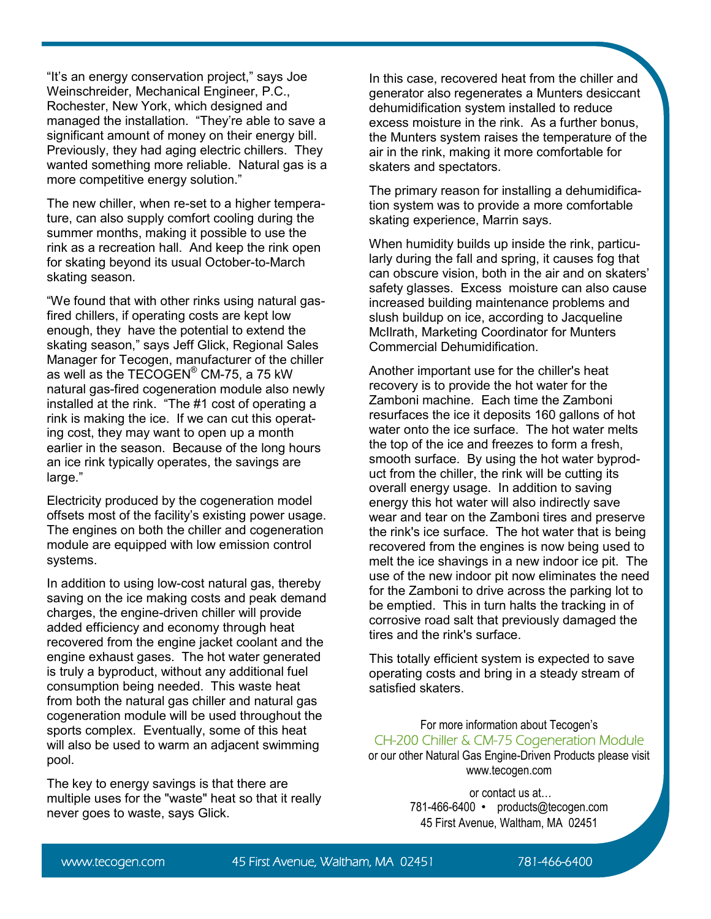"It's an energy conservation project," says Joe Weinschreider, Mechanical Engineer, P.C., Rochester, New York, which designed and managed the installation. "They're able to save a significant amount of money on their energy bill. Previously, they had aging electric chillers. They wanted something more reliable. Natural gas is a more competitive energy solution."

The new chiller, when re-set to a higher temperature, can also supply comfort cooling during the summer months, making it possible to use the rink as a recreation hall. And keep the rink open for skating beyond its usual October-to-March skating season.

"We found that with other rinks using natural gas-fired chillers, if operating costs are kept low enough, they have the potential to extend the skating season," says Jeff Glick, Regional Sales Manager for Tecogen, manufacturer of the chiller as well as the TECOGEN® CM-75, a 75 kW natural gas-fired cogeneration module also newly installed at the rink. "The #1 cost of operating a rink is making the ice. If we can cut this operating cost, they may want to open up a month earlier in the season. Because of the long hours an ice rink typically operates, the savings are large."

Electricity produced by the cogeneration model offsets most of the facility's existing power usage. The engines on both the chiller and cogeneration module are equipped with low emission control systems.

In addition to using low-cost natural gas, thereby saving on the ice making costs and peak demand charges, the engine-driven chiller will provide added efficiency and economy through heat recovered from the engine jacket coolant and the engine exhaust gases. The hot water generated is truly a byproduct, without any additional fuel consumption being needed. This waste heat from both the natural gas chiller and natural gas cogeneration module will be used throughout the sports complex. Eventually, some of this heat will also be used to warm an adjacent swimming pool.

The key to energy savings is that there are multiple uses for the "waste" heat so that it really never goes to waste, says Glick.

In this case, recovered heat from the chiller and generator also regenerates a Munters desiccant dehumidification system installed to reduce excess moisture in the rink. As a further bonus, the Munters system raises the temperature of the air in the rink, making it more comfortable for skaters and spectators.

The primary reason for installing a dehumidification system was to provide a more comfortable skating experience, Marrin says.

When humidity builds up inside the rink, particularly during the fall and spring, it causes fog that can obscure vision, both in the air and on skaters' safety glasses. Excess moisture can also cause increased building maintenance problems and slush buildup on ice, according to Jacqueline McIlrath, Marketing Coordinator for Munters Commercial Dehumidification.

Another important use for the chiller's heat recovery is to provide the hot water for the Zamboni machine. Each time the Zamboni resurfaces the ice it deposits 160 gallons of hot water onto the ice surface. The hot water melts the top of the ice and freezes to form a fresh, smooth surface. By using the hot water byproduct from the chiller, the rink will be cutting its overall energy usage. In addition to saving energy this hot water will also indirectly save wear and tear on the Zamboni tires and preserve the rink's ice surface. The hot water that is being recovered from the engines is now being used to melt the ice shavings in a new indoor ice pit. The use of the new indoor pit now eliminates the need for the Zamboni to drive across the parking lot to be emptied. This in turn halts the tracking in of corrosive road salt that previously damaged the tires and the rink's surface.

This totally efficient system is expected to save operating costs and bring in a steady stream of satisfied skaters.

For more information about Tecogen's
CH-200 Chiller & CM-75 Cogeneration Module
or our other Natural Gas Engine-Driven Products please visit
www.tecogen.com

or contact us at…
781-466-6400 • products@tecogen.com
45 First Avenue, Waltham, MA 02451